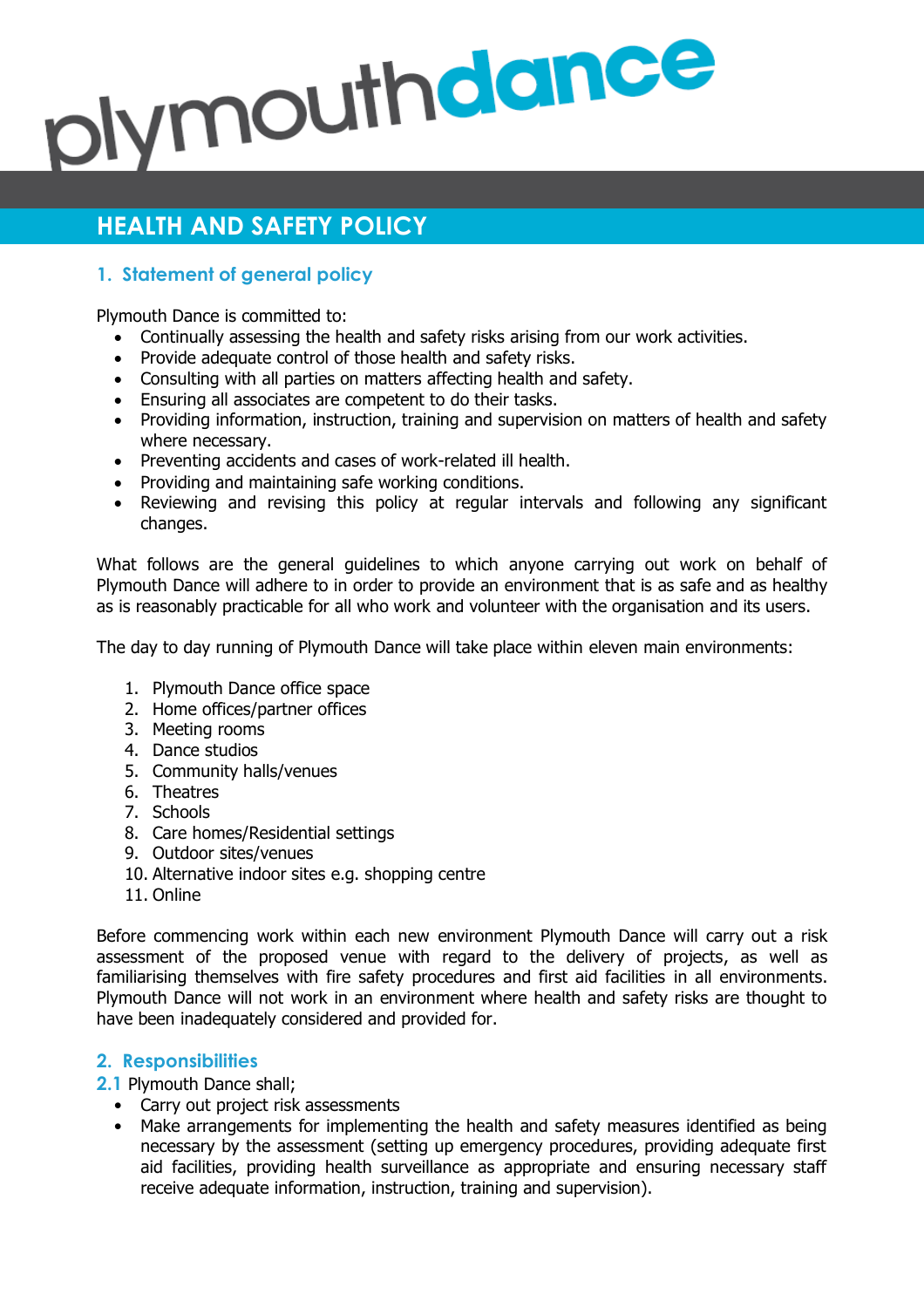plymouthdance

# HEALTH AND SAFETY POLICY

## 1. Statement of general policy

Plymouth Dance is committed to:

- Continually assessing the health and safety risks arising from our work activities.
- Provide adequate control of those health and safety risks.
- Consulting with all parties on matters affecting health and safety.
- Ensuring all associates are competent to do their tasks.
- Providing information, instruction, training and supervision on matters of health and safety where necessary.
- Preventing accidents and cases of work-related ill health.
- Providing and maintaining safe working conditions.
- Reviewing and revising this policy at regular intervals and following any significant changes.

What follows are the general guidelines to which anyone carrying out work on behalf of Plymouth Dance will adhere to in order to provide an environment that is as safe and as healthy as is reasonably practicable for all who work and volunteer with the organisation and its users.

The day to day running of Plymouth Dance will take place within eleven main environments:

1. Plymouth Dance office space
2. Home offices/partner offices
3. Meeting rooms
4. Dance studios
5. Community halls/venues
6. Theatres
7. Schools
8. Care homes/Residential settings
9. Outdoor sites/venues
10. Alternative indoor sites e.g. shopping centre
11. Online

Before commencing work within each new environment Plymouth Dance will carry out a risk assessment of the proposed venue with regard to the delivery of projects, as well as familiarising themselves with fire safety procedures and first aid facilities in all environments. Plymouth Dance will not work in an environment where health and safety risks are thought to have been inadequately considered and provided for.

## 2. Responsibilities

**2.1** Plymouth Dance shall;

- Carry out project risk assessments
- Make arrangements for implementing the health and safety measures identified as being necessary by the assessment (setting up emergency procedures, providing adequate first aid facilities, providing health surveillance as appropriate and ensuring necessary staff receive adequate information, instruction, training and supervision).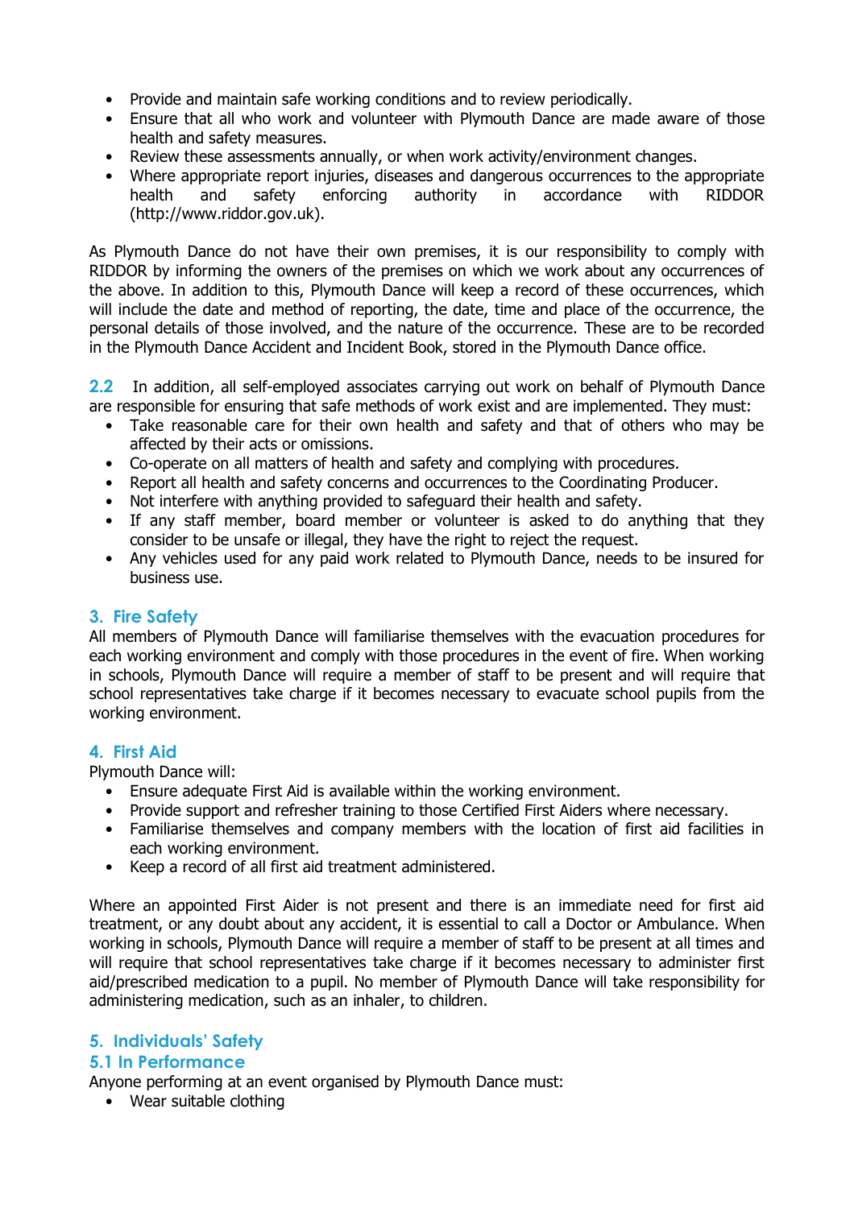- Provide and maintain safe working conditions and to review periodically.
- Ensure that all who work and volunteer with Plymouth Dance are made aware of those health and safety measures.
- Review these assessments annually, or when work activity/environment changes.
- Where appropriate report injuries, diseases and dangerous occurrences to the appropriate health and safety enforcing authority in accordance with RIDDOR (http://www.riddor.gov.uk).

As Plymouth Dance do not have their own premises, it is our responsibility to comply with RIDDOR by informing the owners of the premises on which we work about any occurrences of the above. In addition to this, Plymouth Dance will keep a record of these occurrences, which will include the date and method of reporting, the date, time and place of the occurrence, the personal details of those involved, and the nature of the occurrence. These are to be recorded in the Plymouth Dance Accident and Incident Book, stored in the Plymouth Dance office.

**2.2** In addition, all self-employed associates carrying out work on behalf of Plymouth Dance are responsible for ensuring that safe methods of work exist and are implemented. They must:

- Take reasonable care for their own health and safety and that of others who may be affected by their acts or omissions.
- Co-operate on all matters of health and safety and complying with procedures.
- Report all health and safety concerns and occurrences to the Coordinating Producer.
- Not interfere with anything provided to safeguard their health and safety.
- If any staff member, board member or volunteer is asked to do anything that they consider to be unsafe or illegal, they have the right to reject the request.
- Any vehicles used for any paid work related to Plymouth Dance, needs to be insured for business use.

## 3. Fire Safety

All members of Plymouth Dance will familiarise themselves with the evacuation procedures for each working environment and comply with those procedures in the event of fire. When working in schools, Plymouth Dance will require a member of staff to be present and will require that school representatives take charge if it becomes necessary to evacuate school pupils from the working environment.

## 4. First Aid

Plymouth Dance will:

- Ensure adequate First Aid is available within the working environment.
- Provide support and refresher training to those Certified First Aiders where necessary.
- Familiarise themselves and company members with the location of first aid facilities in each working environment.
- Keep a record of all first aid treatment administered.

Where an appointed First Aider is not present and there is an immediate need for first aid treatment, or any doubt about any accident, it is essential to call a Doctor or Ambulance. When working in schools, Plymouth Dance will require a member of staff to be present at all times and will require that school representatives take charge if it becomes necessary to administer first aid/prescribed medication to a pupil. No member of Plymouth Dance will take responsibility for administering medication, such as an inhaler, to children.

## 5. Individuals' Safety

### 5.1 In Performance

Anyone performing at an event organised by Plymouth Dance must:

- Wear suitable clothing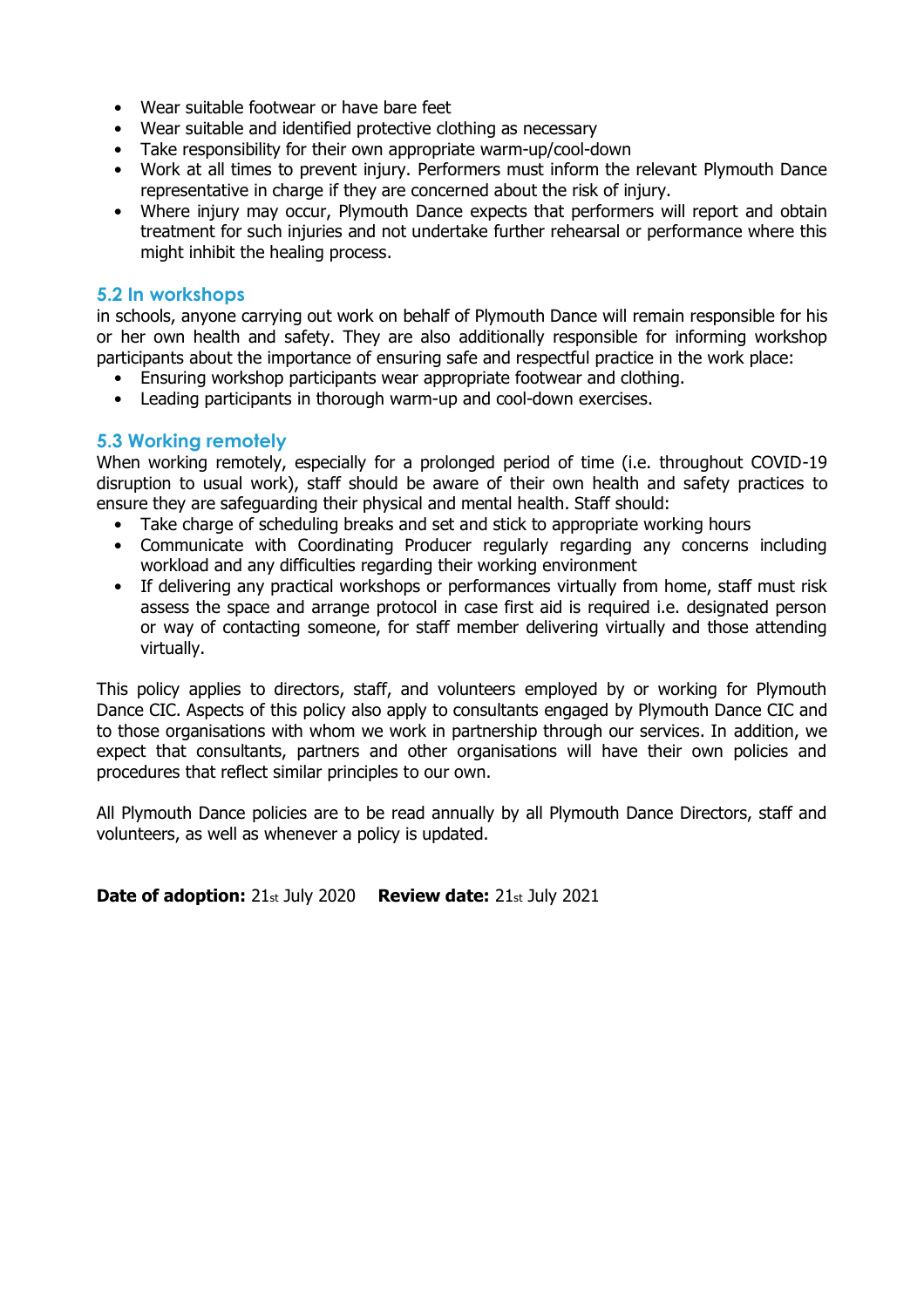- Wear suitable footwear or have bare feet
- Wear suitable and identified protective clothing as necessary
- Take responsibility for their own appropriate warm-up/cool-down
- Work at all times to prevent injury. Performers must inform the relevant Plymouth Dance representative in charge if they are concerned about the risk of injury.
- Where injury may occur, Plymouth Dance expects that performers will report and obtain treatment for such injuries and not undertake further rehearsal or performance where this might inhibit the healing process.

### 5.2 In workshops

in schools, anyone carrying out work on behalf of Plymouth Dance will remain responsible for his or her own health and safety. They are also additionally responsible for informing workshop participants about the importance of ensuring safe and respectful practice in the work place:

- Ensuring workshop participants wear appropriate footwear and clothing.
- Leading participants in thorough warm-up and cool-down exercises.

### 5.3 Working remotely

When working remotely, especially for a prolonged period of time (i.e. throughout COVID-19 disruption to usual work), staff should be aware of their own health and safety practices to ensure they are safeguarding their physical and mental health. Staff should:

- Take charge of scheduling breaks and set and stick to appropriate working hours
- Communicate with Coordinating Producer regularly regarding any concerns including workload and any difficulties regarding their working environment
- If delivering any practical workshops or performances virtually from home, staff must risk assess the space and arrange protocol in case first aid is required i.e. designated person or way of contacting someone, for staff member delivering virtually and those attending virtually.

This policy applies to directors, staff, and volunteers employed by or working for Plymouth Dance CIC. Aspects of this policy also apply to consultants engaged by Plymouth Dance CIC and to those organisations with whom we work in partnership through our services. In addition, we expect that consultants, partners and other organisations will have their own policies and procedures that reflect similar principles to our own.

All Plymouth Dance policies are to be read annually by all Plymouth Dance Directors, staff and volunteers, as well as whenever a policy is updated.

**Date of adoption:** 21st July 2020 **Review date:** 21st July 2021